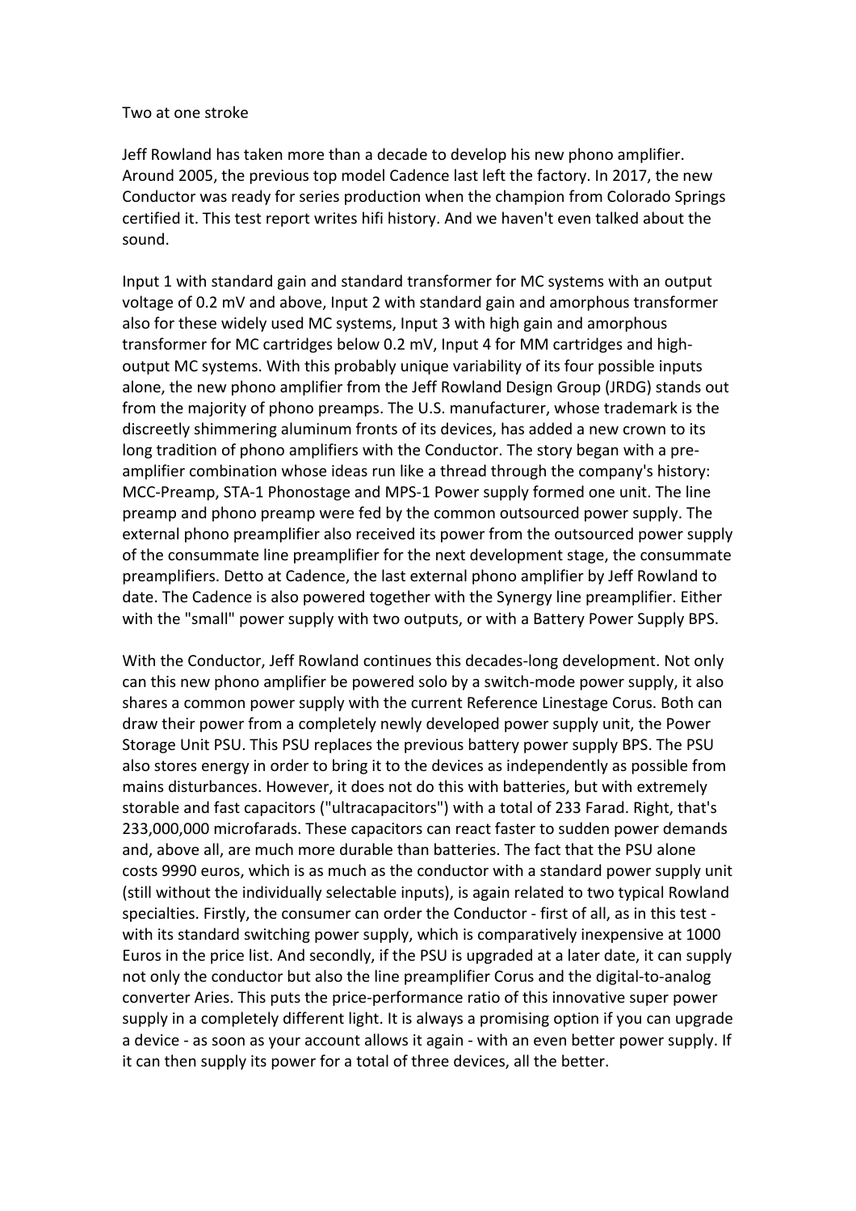# Two at one stroke

Jeff Rowland has taken more than a decade to develop his new phono amplifier. Around 2005, the previous top model Cadence last left the factory. In 2017, the new Conductor was ready for series production when the champion from Colorado Springs certified it. This test report writes hifi history. And we haven't even talked about the sound.

Input 1 with standard gain and standard transformer for MC systems with an output voltage of 0.2 mV and above, Input 2 with standard gain and amorphous transformer also for these widely used MC systems, Input 3 with high gain and amorphous transformer for MC cartridges below 0.2 mV, Input 4 for MM cartridges and high-output MC systems. With this probably unique variability of its four possible inputs alone, the new phono amplifier from the Jeff Rowland Design Group (JRDG) stands out from the majority of phono preamps. The U.S. manufacturer, whose trademark is the discreetly shimmering aluminum fronts of its devices, has added a new crown to its long tradition of phono amplifiers with the Conductor. The story began with a pre-amplifier combination whose ideas run like a thread through the company's history: MCC-Preamp, STA-1 Phonostage and MPS-1 Power supply formed one unit. The line preamp and phono preamp were fed by the common outsourced power supply. The external phono preamplifier also received its power from the outsourced power supply of the consummate line preamplifier for the next development stage, the consummate preamplifiers. Detto at Cadence, the last external phono amplifier by Jeff Rowland to date. The Cadence is also powered together with the Synergy line preamplifier. Either with the "small" power supply with two outputs, or with a Battery Power Supply BPS.

With the Conductor, Jeff Rowland continues this decades-long development. Not only can this new phono amplifier be powered solo by a switch-mode power supply, it also shares a common power supply with the current Reference Linestage Corus. Both can draw their power from a completely newly developed power supply unit, the Power Storage Unit PSU. This PSU replaces the previous battery power supply BPS. The PSU also stores energy in order to bring it to the devices as independently as possible from mains disturbances. However, it does not do this with batteries, but with extremely storable and fast capacitors ("ultracapacitors") with a total of 233 Farad. Right, that's 233,000,000 microfarads. These capacitors can react faster to sudden power demands and, above all, are much more durable than batteries. The fact that the PSU alone costs 9990 euros, which is as much as the conductor with a standard power supply unit (still without the individually selectable inputs), is again related to two typical Rowland specialties. Firstly, the consumer can order the Conductor - first of all, as in this test - with its standard switching power supply, which is comparatively inexpensive at 1000 Euros in the price list. And secondly, if the PSU is upgraded at a later date, it can supply not only the conductor but also the line preamplifier Corus and the digital-to-analog converter Aries. This puts the price-performance ratio of this innovative super power supply in a completely different light. It is always a promising option if you can upgrade a device - as soon as your account allows it again - with an even better power supply. If it can then supply its power for a total of three devices, all the better.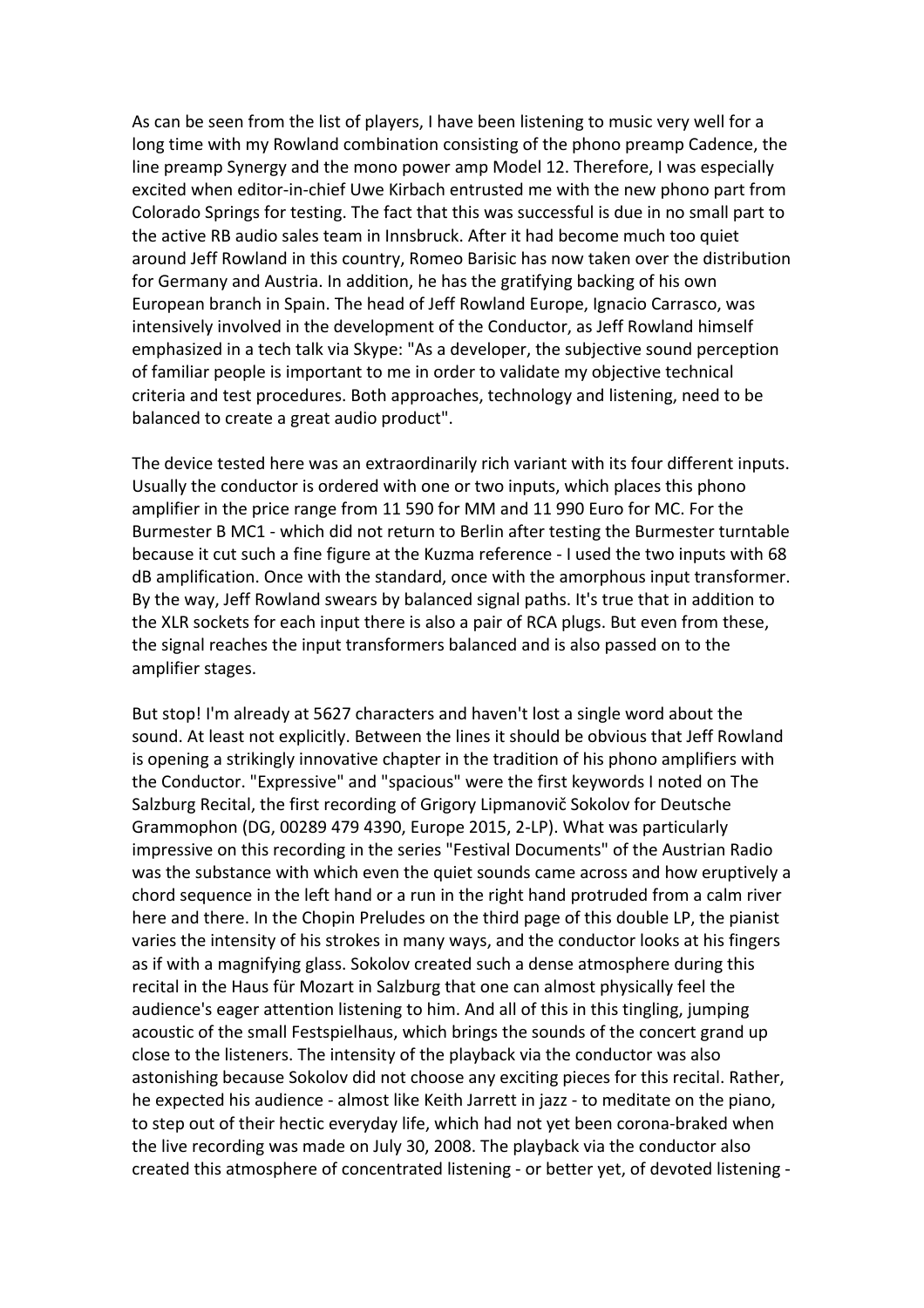As can be seen from the list of players, I have been listening to music very well for a long time with my Rowland combination consisting of the phono preamp Cadence, the line preamp Synergy and the mono power amp Model 12. Therefore, I was especially excited when editor-in-chief Uwe Kirbach entrusted me with the new phono part from Colorado Springs for testing. The fact that this was successful is due in no small part to the active RB audio sales team in Innsbruck. After it had become much too quiet around Jeff Rowland in this country, Romeo Barisic has now taken over the distribution for Germany and Austria. In addition, he has the gratifying backing of his own European branch in Spain. The head of Jeff Rowland Europe, Ignacio Carrasco, was intensively involved in the development of the Conductor, as Jeff Rowland himself emphasized in a tech talk via Skype: "As a developer, the subjective sound perception of familiar people is important to me in order to validate my objective technical criteria and test procedures. Both approaches, technology and listening, need to be balanced to create a great audio product".

The device tested here was an extraordinarily rich variant with its four different inputs. Usually the conductor is ordered with one or two inputs, which places this phono amplifier in the price range from 11 590 for MM and 11 990 Euro for MC. For the Burmester B MC1 - which did not return to Berlin after testing the Burmester turntable because it cut such a fine figure at the Kuzma reference - I used the two inputs with 68 dB amplification. Once with the standard, once with the amorphous input transformer. By the way, Jeff Rowland swears by balanced signal paths. It's true that in addition to the XLR sockets for each input there is also a pair of RCA plugs. But even from these, the signal reaches the input transformers balanced and is also passed on to the amplifier stages.

But stop! I'm already at 5627 characters and haven't lost a single word about the sound. At least not explicitly. Between the lines it should be obvious that Jeff Rowland is opening a strikingly innovative chapter in the tradition of his phono amplifiers with the Conductor. "Expressive" and "spacious" were the first keywords I noted on The Salzburg Recital, the first recording of Grigory Lipmanovič Sokolov for Deutsche Grammophon (DG, 00289 479 4390, Europe 2015, 2-LP). What was particularly impressive on this recording in the series "Festival Documents" of the Austrian Radio was the substance with which even the quiet sounds came across and how eruptively a chord sequence in the left hand or a run in the right hand protruded from a calm river here and there. In the Chopin Preludes on the third page of this double LP, the pianist varies the intensity of his strokes in many ways, and the conductor looks at his fingers as if with a magnifying glass. Sokolov created such a dense atmosphere during this recital in the Haus für Mozart in Salzburg that one can almost physically feel the audience's eager attention listening to him. And all of this in this tingling, jumping acoustic of the small Festspielhaus, which brings the sounds of the concert grand up close to the listeners. The intensity of the playback via the conductor was also astonishing because Sokolov did not choose any exciting pieces for this recital. Rather, he expected his audience - almost like Keith Jarrett in jazz - to meditate on the piano, to step out of their hectic everyday life, which had not yet been corona-braked when the live recording was made on July 30, 2008. The playback via the conductor also created this atmosphere of concentrated listening - or better yet, of devoted listening -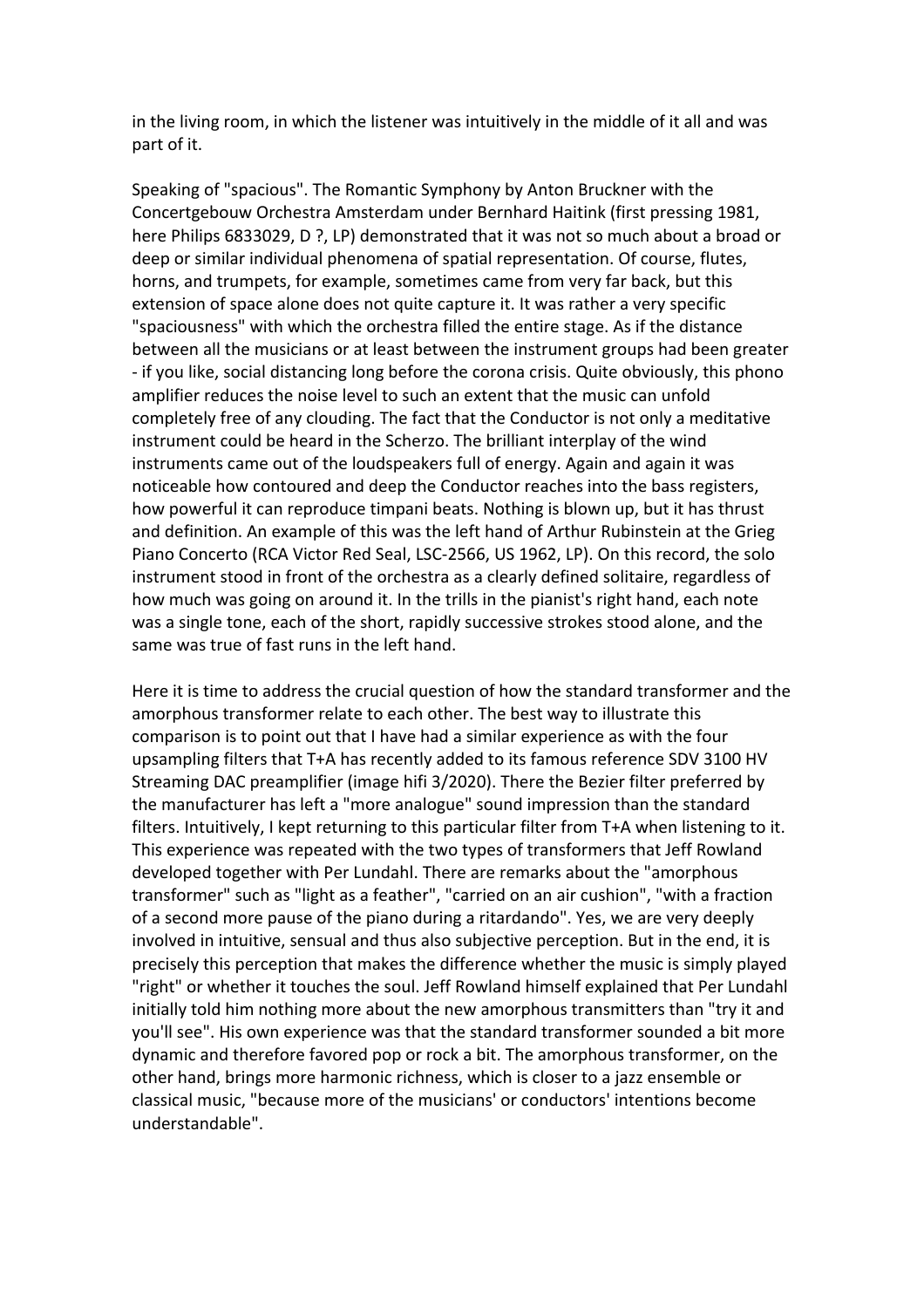in the living room, in which the listener was intuitively in the middle of it all and was part of it.

Speaking of "spacious". The Romantic Symphony by Anton Bruckner with the Concertgebouw Orchestra Amsterdam under Bernhard Haitink (first pressing 1981, here Philips 6833029, D ?, LP) demonstrated that it was not so much about a broad or deep or similar individual phenomena of spatial representation. Of course, flutes, horns, and trumpets, for example, sometimes came from very far back, but this extension of space alone does not quite capture it. It was rather a very specific "spaciousness" with which the orchestra filled the entire stage. As if the distance between all the musicians or at least between the instrument groups had been greater - if you like, social distancing long before the corona crisis. Quite obviously, this phono amplifier reduces the noise level to such an extent that the music can unfold completely free of any clouding. The fact that the Conductor is not only a meditative instrument could be heard in the Scherzo. The brilliant interplay of the wind instruments came out of the loudspeakers full of energy. Again and again it was noticeable how contoured and deep the Conductor reaches into the bass registers, how powerful it can reproduce timpani beats. Nothing is blown up, but it has thrust and definition. An example of this was the left hand of Arthur Rubinstein at the Grieg Piano Concerto (RCA Victor Red Seal, LSC-2566, US 1962, LP). On this record, the solo instrument stood in front of the orchestra as a clearly defined solitaire, regardless of how much was going on around it. In the trills in the pianist's right hand, each note was a single tone, each of the short, rapidly successive strokes stood alone, and the same was true of fast runs in the left hand.

Here it is time to address the crucial question of how the standard transformer and the amorphous transformer relate to each other. The best way to illustrate this comparison is to point out that I have had a similar experience as with the four upsampling filters that T+A has recently added to its famous reference SDV 3100 HV Streaming DAC preamplifier (image hifi 3/2020). There the Bezier filter preferred by the manufacturer has left a "more analogue" sound impression than the standard filters. Intuitively, I kept returning to this particular filter from T+A when listening to it. This experience was repeated with the two types of transformers that Jeff Rowland developed together with Per Lundahl. There are remarks about the "amorphous transformer" such as "light as a feather", "carried on an air cushion", "with a fraction of a second more pause of the piano during a ritardando". Yes, we are very deeply involved in intuitive, sensual and thus also subjective perception. But in the end, it is precisely this perception that makes the difference whether the music is simply played "right" or whether it touches the soul. Jeff Rowland himself explained that Per Lundahl initially told him nothing more about the new amorphous transmitters than "try it and you'll see". His own experience was that the standard transformer sounded a bit more dynamic and therefore favored pop or rock a bit. The amorphous transformer, on the other hand, brings more harmonic richness, which is closer to a jazz ensemble or classical music, "because more of the musicians' or conductors' intentions become understandable".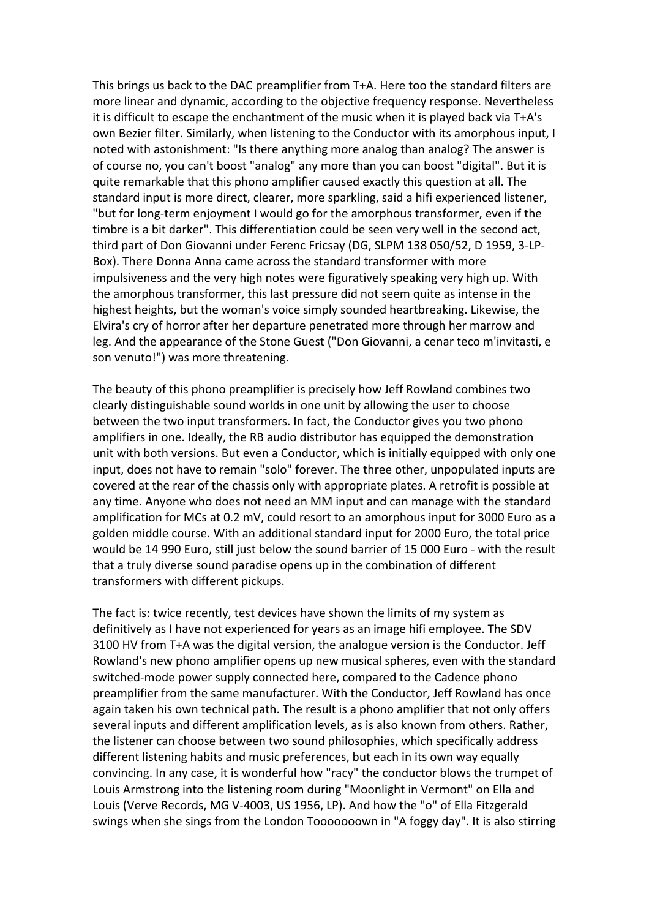This brings us back to the DAC preamplifier from T+A. Here too the standard filters are more linear and dynamic, according to the objective frequency response. Nevertheless it is difficult to escape the enchantment of the music when it is played back via T+A's own Bezier filter. Similarly, when listening to the Conductor with its amorphous input, I noted with astonishment: "Is there anything more analog than analog? The answer is of course no, you can't boost "analog" any more than you can boost "digital". But it is quite remarkable that this phono amplifier caused exactly this question at all. The standard input is more direct, clearer, more sparkling, said a hifi experienced listener, "but for long-term enjoyment I would go for the amorphous transformer, even if the timbre is a bit darker". This differentiation could be seen very well in the second act, third part of Don Giovanni under Ferenc Fricsay (DG, SLPM 138 050/52, D 1959, 3-LP-Box). There Donna Anna came across the standard transformer with more impulsiveness and the very high notes were figuratively speaking very high up. With the amorphous transformer, this last pressure did not seem quite as intense in the highest heights, but the woman's voice simply sounded heartbreaking. Likewise, the Elvira's cry of horror after her departure penetrated more through her marrow and leg. And the appearance of the Stone Guest ("Don Giovanni, a cenar teco m'invitasti, e son venuto!") was more threatening.

The beauty of this phono preamplifier is precisely how Jeff Rowland combines two clearly distinguishable sound worlds in one unit by allowing the user to choose between the two input transformers. In fact, the Conductor gives you two phono amplifiers in one. Ideally, the RB audio distributor has equipped the demonstration unit with both versions. But even a Conductor, which is initially equipped with only one input, does not have to remain "solo" forever. The three other, unpopulated inputs are covered at the rear of the chassis only with appropriate plates. A retrofit is possible at any time. Anyone who does not need an MM input and can manage with the standard amplification for MCs at 0.2 mV, could resort to an amorphous input for 3000 Euro as a golden middle course. With an additional standard input for 2000 Euro, the total price would be 14 990 Euro, still just below the sound barrier of 15 000 Euro - with the result that a truly diverse sound paradise opens up in the combination of different transformers with different pickups.

The fact is: twice recently, test devices have shown the limits of my system as definitively as I have not experienced for years as an image hifi employee. The SDV 3100 HV from T+A was the digital version, the analogue version is the Conductor. Jeff Rowland's new phono amplifier opens up new musical spheres, even with the standard switched-mode power supply connected here, compared to the Cadence phono preamplifier from the same manufacturer. With the Conductor, Jeff Rowland has once again taken his own technical path. The result is a phono amplifier that not only offers several inputs and different amplification levels, as is also known from others. Rather, the listener can choose between two sound philosophies, which specifically address different listening habits and music preferences, but each in its own way equally convincing. In any case, it is wonderful how "racy" the conductor blows the trumpet of Louis Armstrong into the listening room during "Moonlight in Vermont" on Ella and Louis (Verve Records, MG V-4003, US 1956, LP). And how the "o" of Ella Fitzgerald swings when she sings from the London Tooooooown in "A foggy day". It is also stirring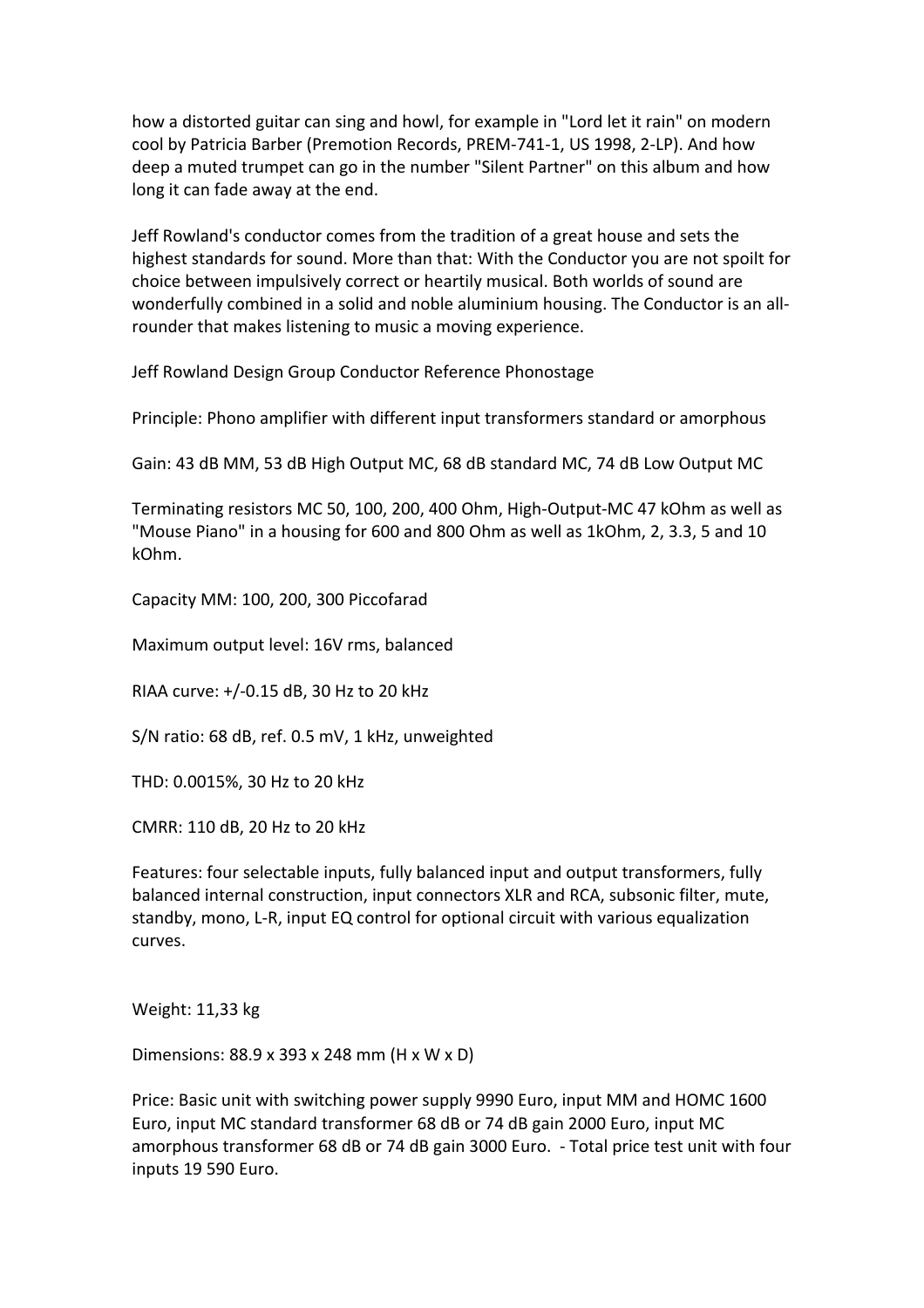how a distorted guitar can sing and howl, for example in "Lord let it rain" on modern cool by Patricia Barber (Premotion Records, PREM-741-1, US 1998, 2-LP). And how deep a muted trumpet can go in the number "Silent Partner" on this album and how long it can fade away at the end.

Jeff Rowland's conductor comes from the tradition of a great house and sets the highest standards for sound. More than that: With the Conductor you are not spoilt for choice between impulsively correct or heartily musical. Both worlds of sound are wonderfully combined in a solid and noble aluminium housing. The Conductor is an all-rounder that makes listening to music a moving experience.

Jeff Rowland Design Group Conductor Reference Phonostage

Principle: Phono amplifier with different input transformers standard or amorphous

Gain: 43 dB MM, 53 dB High Output MC, 68 dB standard MC, 74 dB Low Output MC

Terminating resistors MC 50, 100, 200, 400 Ohm, High-Output-MC 47 kOhm as well as "Mouse Piano" in a housing for 600 and 800 Ohm as well as 1kOhm, 2, 3.3, 5 and 10 kOhm.

Capacity MM: 100, 200, 300 Piccofarad

Maximum output level: 16V rms, balanced

RIAA curve: +/-0.15 dB, 30 Hz to 20 kHz

S/N ratio: 68 dB, ref. 0.5 mV, 1 kHz, unweighted

THD: 0.0015%, 30 Hz to 20 kHz

CMRR: 110 dB, 20 Hz to 20 kHz

Features: four selectable inputs, fully balanced input and output transformers, fully balanced internal construction, input connectors XLR and RCA, subsonic filter, mute, standby, mono, L-R, input EQ control for optional circuit with various equalization curves.

Weight: 11,33 kg

Dimensions: 88.9 x 393 x 248 mm (H x W x D)

Price: Basic unit with switching power supply 9990 Euro, input MM and HOMC 1600 Euro, input MC standard transformer 68 dB or 74 dB gain 2000 Euro, input MC amorphous transformer 68 dB or 74 dB gain 3000 Euro. - Total price test unit with four inputs 19 590 Euro.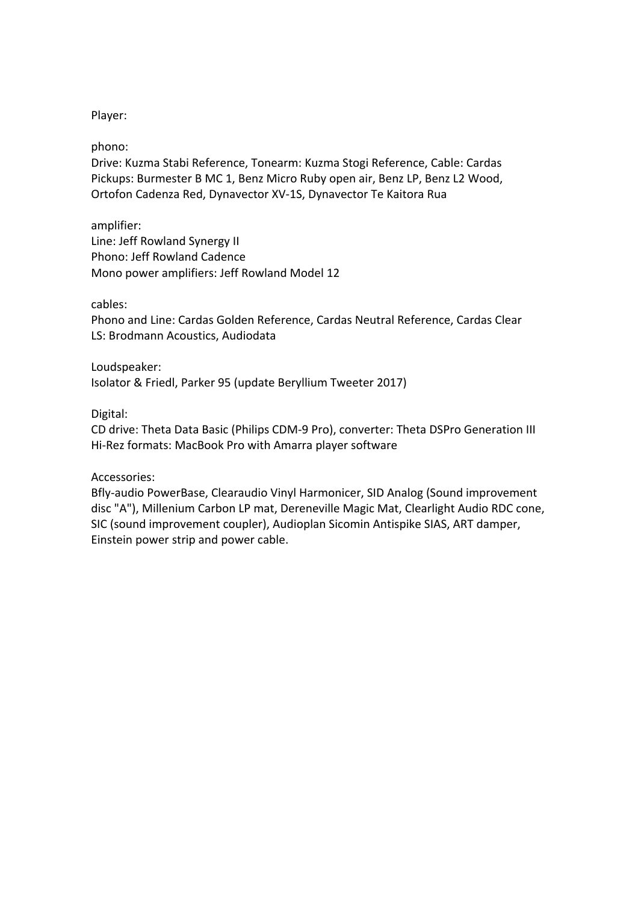Player:

phono:
Drive: Kuzma Stabi Reference, Tonearm: Kuzma Stogi Reference, Cable: Cardas
Pickups: Burmester B MC 1, Benz Micro Ruby open air, Benz LP, Benz L2 Wood, Ortofon Cadenza Red, Dynavector XV-1S, Dynavector Te Kaitora Rua

amplifier:
Line: Jeff Rowland Synergy II
Phono: Jeff Rowland Cadence
Mono power amplifiers: Jeff Rowland Model 12

cables:
Phono and Line: Cardas Golden Reference, Cardas Neutral Reference, Cardas Clear
LS: Brodmann Acoustics, Audiodata

Loudspeaker:
Isolator & Friedl, Parker 95 (update Beryllium Tweeter 2017)

Digital:
CD drive: Theta Data Basic (Philips CDM-9 Pro), converter: Theta DSPro Generation III
Hi-Rez formats: MacBook Pro with Amarra player software

Accessories:
Bfly-audio PowerBase, Clearaudio Vinyl Harmonicer, SID Analog (Sound improvement disc "A"), Millenium Carbon LP mat, Dereneville Magic Mat, Clearlight Audio RDC cone, SIC (sound improvement coupler), Audioplan Sicomin Antispike SIAS, ART damper, Einstein power strip and power cable.